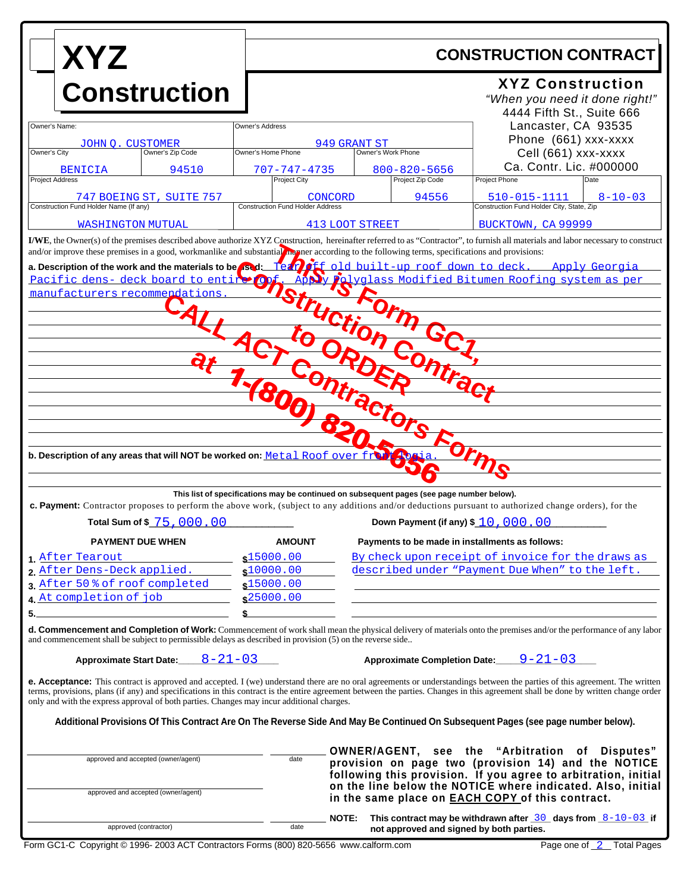# XYZ Construction

## CONSTRUCTION CONTRACT

**XYZ Construction**
*"When you need it done right!"*
4444 Fifth St., Suite 666
Lancaster, CA 93535
Phone (661) xxx-xxxx
Cell (661) xxx-xxxx
Ca. Contr. Lic. #000000

| Owner's Name: | | Owner's Address | |
|---|---|---|---|
| JOHN Q. CUSTOMER | | 949 GRANT ST | |
| **Owner's City** | **Owner's Zip Code** | **Owner's Home Phone** | **Owner's Work Phone** |
| BENICIA | 94510 | 707-747-4735 | 800-820-5656 |

| Project Address | Project City | Project Zip Code | Project Phone | Date |
|---|---|---|---|---|
| 747 BOEING ST, SUITE 757 | CONCORD | 94556 | 510-015-1111 | 8-10-03 |

| Construction Fund Holder Name (If any) | Construction Fund Holder Address | Construction Fund Holder City, State, Zip |
|---|---|---|
| WASHINGTON MUTUAL | 413 LOOT STREET | BUCKTOWN, CA 99999 |

**I/WE**, the Owner(s) of the premises described above authorize XYZ Construction, hereinafter referred to as "Contractor", to furnish all materials and labor necessary to construct and/or improve these premises in a good, workmanlike and substantial manner according to the following terms, specifications and provisions:

**a. Description of the work and the materials to be used:** Tear off old built-up roof down to deck. Apply Georgia Pacific dens- deck board to entire roof. Apply Polyglass Modified Bitumen Roofing system as per manufacturers recommendations.

This is Form GC1, Construction Contract to ORDER CALL ACT Contractors Forms at 1-(800) 820-5656

**b. Description of any areas that will NOT be worked on:** Metal Roof over front loggia.

**This list of specifications may be continued on subsequent pages (see page number below).**

**c. Payment:** Contractor proposes to perform the above work, (subject to any additions and/or deductions pursuant to authorized change orders), for the

**Total Sum of $** 75,000.00 **Down Payment (if any) $** 10,000.00

| | PAYMENT DUE WHEN | AMOUNT | Payments to be made in installments as follows: |
|---|---|---|---|
| 1. | After Tearout | $15000.00 | By check upon receipt of invoice for the draws as |
| 2. | After Dens-Deck applied. | $10000.00 | described under "Payment Due When" to the left. |
| 3. | After 50% of roof completed | $15000.00 | |
| 4. | At completion of job | $25000.00 | |
| 5. | | $ | |

**d. Commencement and Completion of Work:** Commencement of work shall mean the physical delivery of materials onto the premises and/or the performance of any labor and commencement shall be subject to permissible delays as described in provision (5) on the reverse side..

**Approximate Start Date:** 8-21-03 **Approximate Completion Date:** 9-21-03

**e. Acceptance:** This contract is approved and accepted. I (we) understand there are no oral agreements or understandings between the parties of this agreement. The written terms, provisions, plans (if any) and specifications in this contract is the entire agreement between the parties. Changes in this agreement shall be done by written change order only and with the express approval of both parties. Changes may incur additional charges.

**Additional Provisions Of This Contract Are On The Reverse Side And May Be Continued On Subsequent Pages (see page number below).**

______________________ approved and accepted (owner/agent) ________ date

______________________ approved and accepted (owner/agent)

______________________ approved (contractor) ________ date

**OWNER/AGENT, see the "Arbitration of Disputes" provision on page two (provision 14) and the NOTICE following this provision. If you agree to arbitration, initial on the line below the NOTICE where indicated. Also, initial in the same place on EACH COPY of this contract.**

**NOTE: This contract may be withdrawn after** 30 **days from** 8-10-03 **if not approved and signed by both parties.**

Form GC1-C Copyright © 1996- 2003 ACT Contractors Forms (800) 820-5656 www.calform.com Page one of 2 Total Pages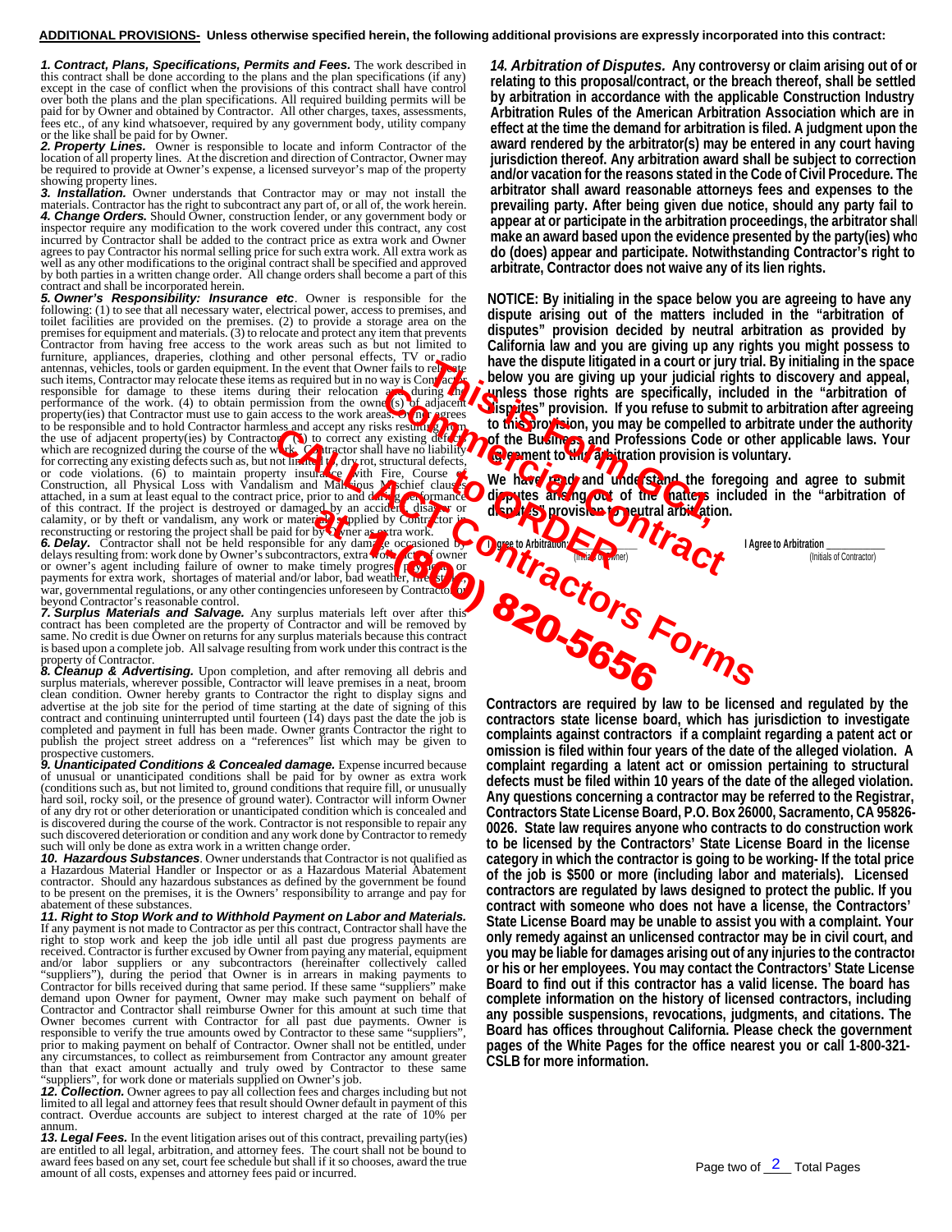**ADDITIONAL PROVISIONS- Unless otherwise specified herein, the following additional provisions are expressly incorporated into this contract:**

***1. Contract, Plans, Specifications, Permits and Fees.*** The work described in this contract shall be done according to the plans and the plan specifications (if any) except in the case of conflict when the provisions of this contract shall have control over both the plans and the plan specifications. All required building permits will be paid for by Owner and obtained by Contractor. All other charges, taxes, assessments, fees etc., of any kind whatsoever, required by any government body, utility company or the like shall be paid for by Owner.

***2. Property Lines.*** Owner is responsible to locate and inform Contractor of the location of all property lines. At the discretion and direction of Contractor, Owner may be required to provide at Owner's expense, a licensed surveyor's map of the property showing property lines.

***3. Installation.*** Owner understands that Contractor may or may not install the materials. Contractor has the right to subcontract any part of, or all of, the work herein.

***4. Change Orders.*** Should Owner, construction lender, or any government body or inspector require any modification to the work covered under this contract, any cost incurred by Contractor shall be added to the contract price as extra work and Owner agrees to pay Contractor his normal selling price for such extra work. All extra work as well as any other modifications to the original contract shall be specified and approved by both parties in a written change order. All change orders shall become a part of this contract and shall be incorporated herein.

***5. Owner's Responsibility: Insurance etc.*** Owner is responsible for the following: (1) to see that all necessary water, electrical power, access to premises, and toilet facilities are provided on the premises. (2) to provide a storage area on the premises for equipment and materials. (3) to relocate and protect any item that prevents Contractor from having free access to the work areas such as but not limited to furniture, appliances, draperies, clothing and other personal effects, TV or radio antennas, vehicles, tools or garden equipment. In the event that Owner fails to relocate such items, Contractor may relocate these items as required but in no way is Contractor responsible for damage to these items during their relocation and during the performance of the work. (4) to obtain permission from the owner(s) of adjacent property(ies) that Contractor must use to gain access to the work areas. Owner agrees to be responsible and to hold Contractor harmless and accept any risks resulting from the use of adjacent property(ies) by Contractor. (5) to correct any existing defects which are recognized during the course of the work. Contractor shall have no liability for correcting any existing defects such as, but not limited to, dry rot, structural defects, or code violations. (6) to maintain property insurance with Fire, Course of Construction, all Physical Loss with Vandalism and Malicious Mischief clauses attached, in a sum at least equal to the contract price, prior to and during performance of this contract. If the project is destroyed or damaged by an accident, disaster or calamity, or by theft or vandalism, any work or materials supplied by Contractor in reconstructing or restoring the project shall be paid for by Owner as extra work.

***6. Delay.*** Contractor shall not be held responsible for any damage occasioned by delays resulting from: work done by Owner's subcontractors, extra work, acts of owner or owner's agent including failure of owner to make timely progress payments or payments for extra work, shortages of material and/or labor, bad weather, fire, strike, war, governmental regulations, or any other contingencies unforeseen by Contractor or beyond Contractor's reasonable control.

***7. Surplus Materials and Salvage.*** Any surplus materials left over after this contract has been completed are the property of Contractor and will be removed by same. No credit is due Owner on returns for any surplus materials because this contract is based upon a complete job. All salvage resulting from work under this contract is the property of Contractor.

***8. Cleanup & Advertising.*** Upon completion, and after removing all debris and surplus materials, wherever possible, Contractor will leave premises in a neat, broom clean condition. Owner hereby grants to Contractor the right to display signs and advertise at the job site for the period of time starting at the date of signing of this contract and continuing uninterrupted until fourteen (14) days past the date the job is completed and payment in full has been made. Owner grants Contractor the right to publish the project street address on a "references" list which may be given to prospective customers.

***9. Unanticipated Conditions & Concealed damage.*** Expense incurred because of unusual or unanticipated conditions shall be paid for by owner as extra work (conditions such as, but not limited to, ground conditions that require fill, or unusually hard soil, rocky soil, or the presence of ground water). Contractor will inform Owner of any dry rot or other deterioration or unanticipated condition which is concealed and is discovered during the course of the work. Contractor is not responsible to repair any such discovered deterioration or condition and any work done by Contractor to remedy such will only be done as extra work in a written change order.

***10. Hazardous Substances.*** Owner understands that Contractor is not qualified as a Hazardous Material Handler or Inspector or as a Hazardous Material Abatement contractor. Should any hazardous substances as defined by the government be found to be present on the premises, it is the Owners' responsibility to arrange and pay for abatement of these substances.

***11. Right to Stop Work and to Withhold Payment on Labor and Materials.*** If any payment is not made to Contractor as per this contract, Contractor shall have the right to stop work and keep the job idle until all past due progress payments are received. Contractor is further excused by Owner from paying any material, equipment and/or labor suppliers or any subcontractors (hereinafter collectively called "suppliers"), during the period that Owner is in arrears in making payments to Contractor for bills received during that same period. If these same "suppliers" make demand upon Owner for payment, Owner may make such payment on behalf of Contractor and Contractor shall reimburse Owner for this amount at such time that Owner becomes current with Contractor for all past due payments. Owner is responsible to verify the true amounts owed by Contractor to these same "suppliers", prior to making payment on behalf of Contractor. Owner shall not be entitled, under any circumstances, to collect as reimbursement from Contractor any amount greater than that exact amount actually and truly owed by Contractor to these same "suppliers", for work done or materials supplied on Owner's job.

***12. Collection.*** Owner agrees to pay all collection fees and charges including but not limited to all legal and attorney fees that result should Owner default in payment of this contract. Overdue accounts are subject to interest charged at the rate of 10% per annum.

***13. Legal Fees.*** In the event litigation arises out of this contract, prevailing party(ies) are entitled to all legal, arbitration, and attorney fees. The court shall not be bound to award fees based on any set, court fee schedule but shall if it so chooses, award the true amount of all costs, expenses and attorney fees paid or incurred.

***14. Arbitration of Disputes.*** **Any controversy or claim arising out of or relating to this proposal/contract, or the breach thereof, shall be settled by arbitration in accordance with the applicable Construction Industry Arbitration Rules of the American Arbitration Association which are in effect at the time the demand for arbitration is filed. A judgment upon the award rendered by the arbitrator(s) may be entered in any court having jurisdiction thereof. Any arbitration award shall be subject to correction and/or vacation for the reasons stated in the Code of Civil Procedure. The arbitrator shall award reasonable attorneys fees and expenses to the prevailing party. After being given due notice, should any party fail to appear at or participate in the arbitration proceedings, the arbitrator shall make an award based upon the evidence presented by the party(ies) who do (does) appear and participate. Notwithstanding Contractor's right to arbitrate, Contractor does not waive any of its lien rights.**

**NOTICE: By initialing in the space below you are agreeing to have any dispute arising out of the matters included in the "arbitration of disputes" provision decided by neutral arbitration as provided by California law and you are giving up any rights you might possess to have the dispute litigated in a court or jury trial. By initialing in the space below you are giving up your judicial rights to discovery and appeal, unless those rights are specifically, included in the "arbitration of disputes" provision. If you refuse to submit to arbitration after agreeing to this provision, you may be compelled to arbitrate under the authority of the Business and Professions Code or other applicable laws. Your agreement to this arbitration provision is voluntary.**

**We have read and understand the foregoing and agree to submit disputes arising out of the matters included in the "arbitration of disputes" provision to neutral arbitration.**

I Agree to Arbitration ___________ (Initials of Owner)    I Agree to Arbitration ___________ (Initials of Contractor)

This is Form GC-1, CA Commercial Contract. To ORDER call 1 (800) 820-5656 Contractors Forms

**Contractors are required by law to be licensed and regulated by the contractors state license board, which has jurisdiction to investigate complaints against contractors if a complaint regarding a patent act or omission is filed within four years of the date of the alleged violation. A complaint regarding a latent act or omission pertaining to structural defects must be filed within 10 years of the date of the alleged violation. Any questions concerning a contractor may be referred to the Registrar, Contractors State License Board, P.O. Box 26000, Sacramento, CA 95826-0026. State law requires anyone who contracts to do construction work to be licensed by the Contractors' State License Board in the license category in which the contractor is going to be working- If the total price of the job is $500 or more (including labor and materials). Licensed contractors are regulated by laws designed to protect the public. If you contract with someone who does not have a license, the Contractors' State License Board may be unable to assist you with a complaint. Your only remedy against an unlicensed contractor may be in civil court, and you may be liable for damages arising out of any injuries to the contractor or his or her employees. You may contact the Contractors' State License Board to find out if this contractor has a valid license. The board has complete information on the history of licensed contractors, including any possible suspensions, revocations, judgments, and citations. The Board has offices throughout California. Please check the government pages of the White Pages for the office nearest you or call 1-800-321-CSLB for more information.**